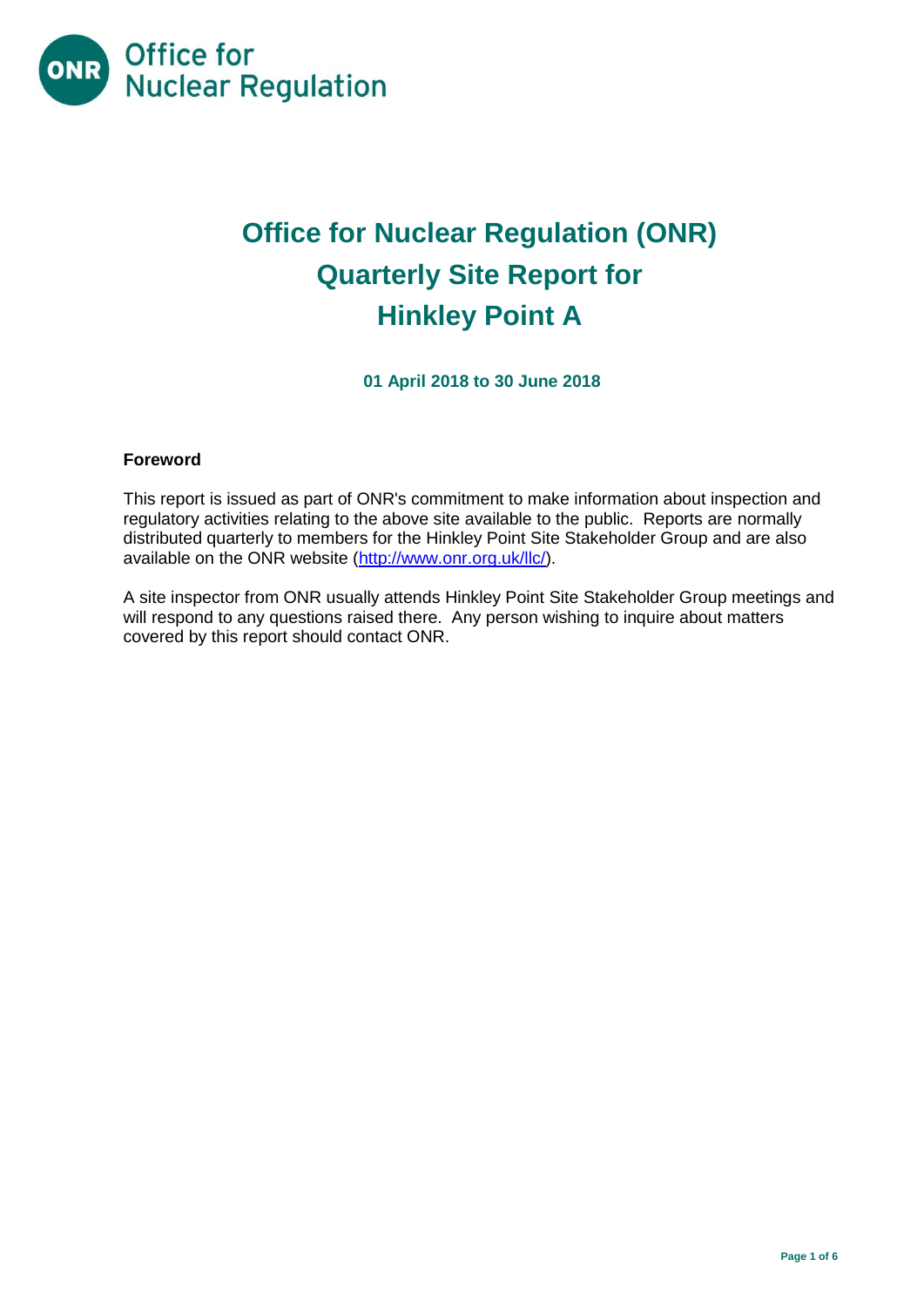Office for Nuclear Regulation

# Office for Nuclear Regulation (ONR) Quarterly Site Report for Hinkley Point A

**01 April 2018 to 30 June 2018**

**Foreword**

This report is issued as part of ONR's commitment to make information about inspection and regulatory activities relating to the above site available to the public. Reports are normally distributed quarterly to members for the Hinkley Point Site Stakeholder Group and are also available on the ONR website (http://www.onr.org.uk/llc/).

A site inspector from ONR usually attends Hinkley Point Site Stakeholder Group meetings and will respond to any questions raised there. Any person wishing to inquire about matters covered by this report should contact ONR.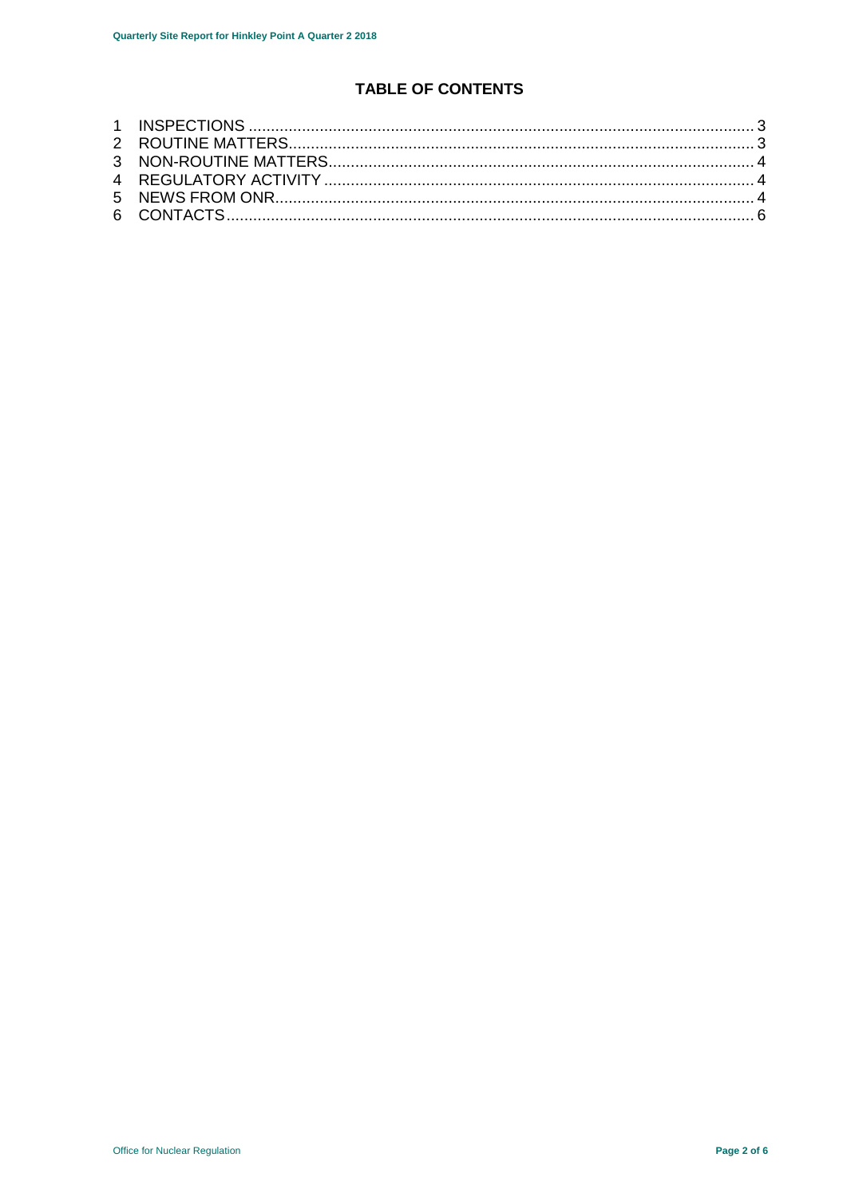## TABLE OF CONTENTS

1 INSPECTIONS ........................................................................................................... 3
2 ROUTINE MATTERS.................................................................................................. 3
3 NON-ROUTINE MATTERS.......................................................................................... 4
4 REGULATORY ACTIVITY .......................................................................................... 4
5 NEWS FROM ONR..................................................................................................... 4
6 CONTACTS ................................................................................................................ 6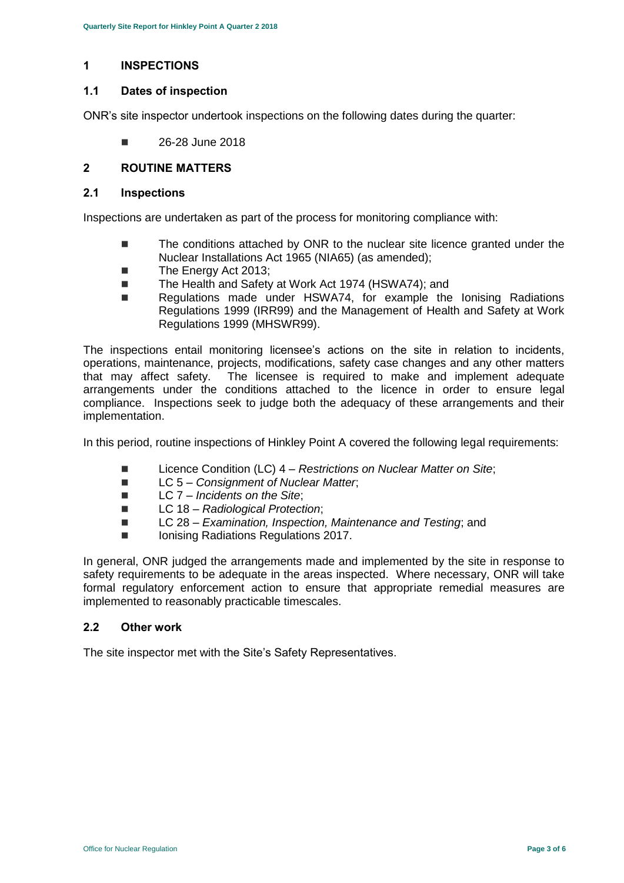## 1 INSPECTIONS

### 1.1 Dates of inspection

ONR's site inspector undertook inspections on the following dates during the quarter:

- 26-28 June 2018

## 2 ROUTINE MATTERS

### 2.1 Inspections

Inspections are undertaken as part of the process for monitoring compliance with:

- The conditions attached by ONR to the nuclear site licence granted under the Nuclear Installations Act 1965 (NIA65) (as amended);
- The Energy Act 2013;
- The Health and Safety at Work Act 1974 (HSWA74); and
- Regulations made under HSWA74, for example the Ionising Radiations Regulations 1999 (IRR99) and the Management of Health and Safety at Work Regulations 1999 (MHSWR99).

The inspections entail monitoring licensee's actions on the site in relation to incidents, operations, maintenance, projects, modifications, safety case changes and any other matters that may affect safety. The licensee is required to make and implement adequate arrangements under the conditions attached to the licence in order to ensure legal compliance. Inspections seek to judge both the adequacy of these arrangements and their implementation.

In this period, routine inspections of Hinkley Point A covered the following legal requirements:

- Licence Condition (LC) 4 – *Restrictions on Nuclear Matter on Site*;
- LC 5 – *Consignment of Nuclear Matter*;
- LC 7 – *Incidents on the Site*;
- LC 18 – *Radiological Protection*;
- LC 28 – *Examination, Inspection, Maintenance and Testing*; and
- Ionising Radiations Regulations 2017.

In general, ONR judged the arrangements made and implemented by the site in response to safety requirements to be adequate in the areas inspected. Where necessary, ONR will take formal regulatory enforcement action to ensure that appropriate remedial measures are implemented to reasonably practicable timescales.

### 2.2 Other work

The site inspector met with the Site's Safety Representatives.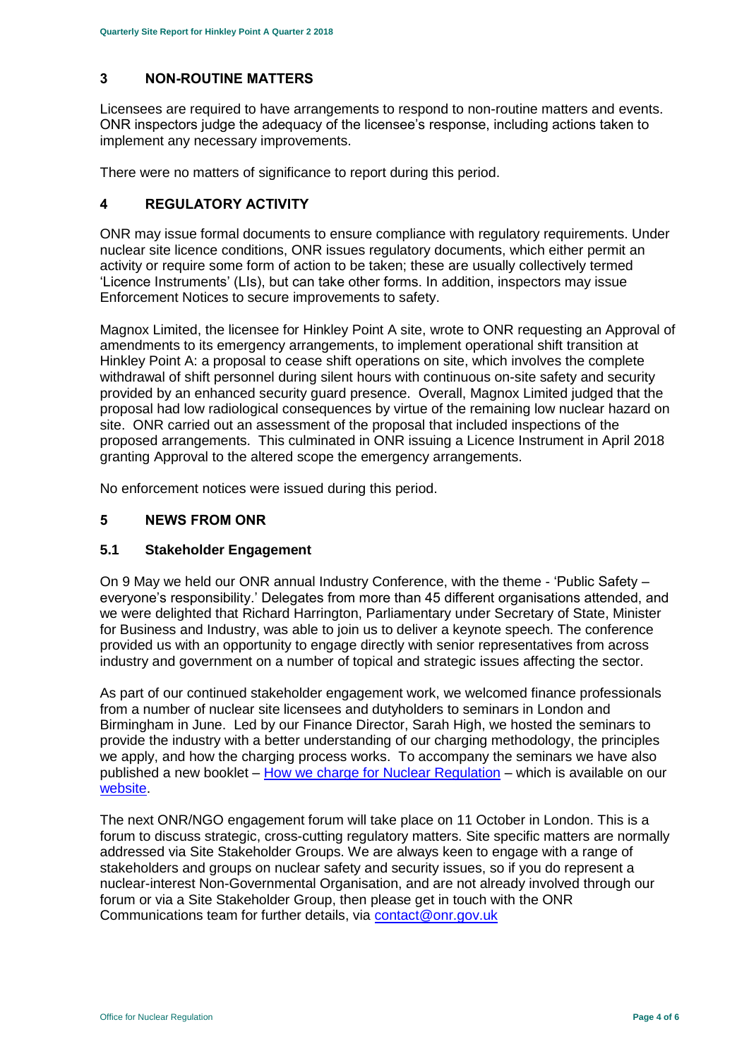## 3 NON-ROUTINE MATTERS

Licensees are required to have arrangements to respond to non-routine matters and events. ONR inspectors judge the adequacy of the licensee's response, including actions taken to implement any necessary improvements.

There were no matters of significance to report during this period.

## 4 REGULATORY ACTIVITY

ONR may issue formal documents to ensure compliance with regulatory requirements. Under nuclear site licence conditions, ONR issues regulatory documents, which either permit an activity or require some form of action to be taken; these are usually collectively termed 'Licence Instruments' (LIs), but can take other forms. In addition, inspectors may issue Enforcement Notices to secure improvements to safety.

Magnox Limited, the licensee for Hinkley Point A site, wrote to ONR requesting an Approval of amendments to its emergency arrangements, to implement operational shift transition at Hinkley Point A: a proposal to cease shift operations on site, which involves the complete withdrawal of shift personnel during silent hours with continuous on-site safety and security provided by an enhanced security guard presence. Overall, Magnox Limited judged that the proposal had low radiological consequences by virtue of the remaining low nuclear hazard on site. ONR carried out an assessment of the proposal that included inspections of the proposed arrangements. This culminated in ONR issuing a Licence Instrument in April 2018 granting Approval to the altered scope the emergency arrangements.

No enforcement notices were issued during this period.

## 5 NEWS FROM ONR

### 5.1 Stakeholder Engagement

On 9 May we held our ONR annual Industry Conference, with the theme - 'Public Safety – everyone's responsibility.' Delegates from more than 45 different organisations attended, and we were delighted that Richard Harrington, Parliamentary under Secretary of State, Minister for Business and Industry, was able to join us to deliver a keynote speech. The conference provided us with an opportunity to engage directly with senior representatives from across industry and government on a number of topical and strategic issues affecting the sector.

As part of our continued stakeholder engagement work, we welcomed finance professionals from a number of nuclear site licensees and dutyholders to seminars in London and Birmingham in June. Led by our Finance Director, Sarah High, we hosted the seminars to provide the industry with a better understanding of our charging methodology, the principles we apply, and how the charging process works. To accompany the seminars we have also published a new booklet – How we charge for Nuclear Regulation – which is available on our website.

The next ONR/NGO engagement forum will take place on 11 October in London. This is a forum to discuss strategic, cross-cutting regulatory matters. Site specific matters are normally addressed via Site Stakeholder Groups. We are always keen to engage with a range of stakeholders and groups on nuclear safety and security issues, so if you do represent a nuclear-interest Non-Governmental Organisation, and are not already involved through our forum or via a Site Stakeholder Group, then please get in touch with the ONR Communications team for further details, via contact@onr.gov.uk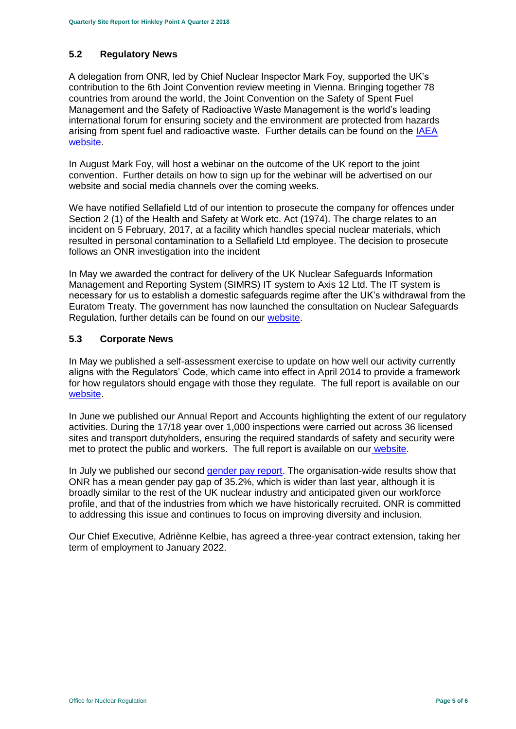### 5.2 Regulatory News

A delegation from ONR, led by Chief Nuclear Inspector Mark Foy, supported the UK's contribution to the 6th Joint Convention review meeting in Vienna. Bringing together 78 countries from around the world, the Joint Convention on the Safety of Spent Fuel Management and the Safety of Radioactive Waste Management is the world's leading international forum for ensuring society and the environment are protected from hazards arising from spent fuel and radioactive waste. Further details can be found on the IAEA website.

In August Mark Foy, will host a webinar on the outcome of the UK report to the joint convention. Further details on how to sign up for the webinar will be advertised on our website and social media channels over the coming weeks.

We have notified Sellafield Ltd of our intention to prosecute the company for offences under Section 2 (1) of the Health and Safety at Work etc. Act (1974). The charge relates to an incident on 5 February, 2017, at a facility which handles special nuclear materials, which resulted in personal contamination to a Sellafield Ltd employee. The decision to prosecute follows an ONR investigation into the incident

In May we awarded the contract for delivery of the UK Nuclear Safeguards Information Management and Reporting System (SIMRS) IT system to Axis 12 Ltd. The IT system is necessary for us to establish a domestic safeguards regime after the UK's withdrawal from the Euratom Treaty. The government has now launched the consultation on Nuclear Safeguards Regulation, further details can be found on our website.

### 5.3 Corporate News

In May we published a self-assessment exercise to update on how well our activity currently aligns with the Regulators' Code, which came into effect in April 2014 to provide a framework for how regulators should engage with those they regulate. The full report is available on our website.

In June we published our Annual Report and Accounts highlighting the extent of our regulatory activities. During the 17/18 year over 1,000 inspections were carried out across 36 licensed sites and transport dutyholders, ensuring the required standards of safety and security were met to protect the public and workers. The full report is available on our website.

In July we published our second gender pay report. The organisation-wide results show that ONR has a mean gender pay gap of 35.2%, which is wider than last year, although it is broadly similar to the rest of the UK nuclear industry and anticipated given our workforce profile, and that of the industries from which we have historically recruited. ONR is committed to addressing this issue and continues to focus on improving diversity and inclusion.

Our Chief Executive, Adriènne Kelbie, has agreed a three-year contract extension, taking her term of employment to January 2022.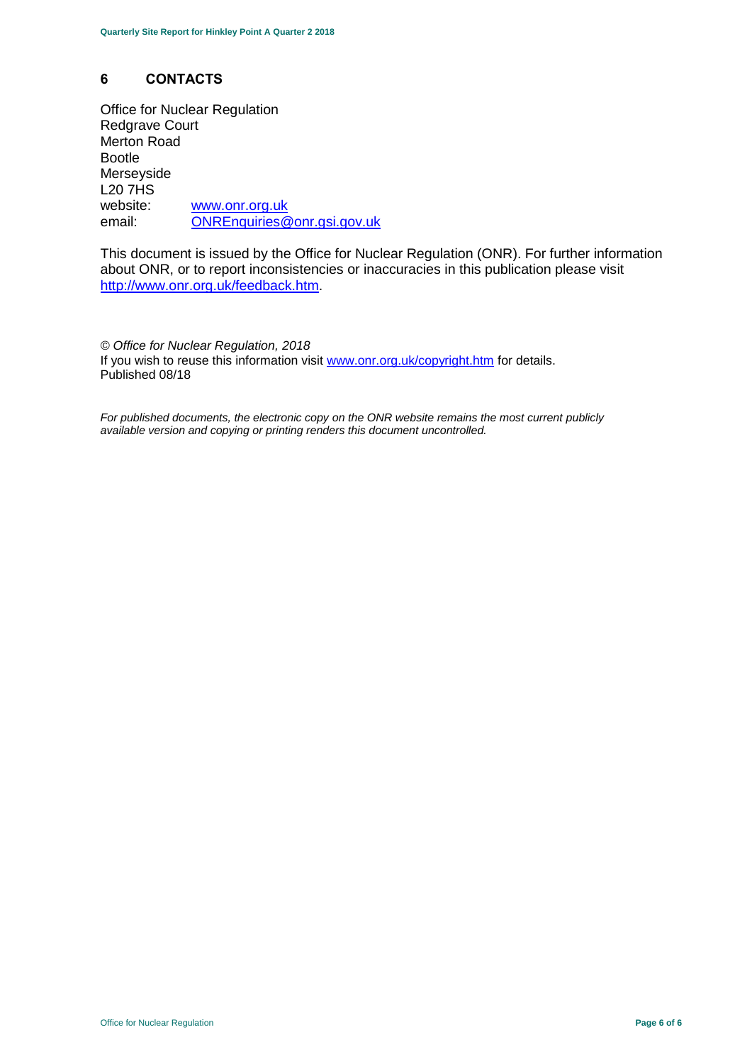## 6 CONTACTS

Office for Nuclear Regulation
Redgrave Court
Merton Road
Bootle
Merseyside
L20 7HS
website: www.onr.org.uk
email: ONREnquiries@onr.gsi.gov.uk

This document is issued by the Office for Nuclear Regulation (ONR). For further information about ONR, or to report inconsistencies or inaccuracies in this publication please visit http://www.onr.org.uk/feedback.htm.

*© Office for Nuclear Regulation, 2018*
If you wish to reuse this information visit www.onr.org.uk/copyright.htm for details.
Published 08/18

*For published documents, the electronic copy on the ONR website remains the most current publicly available version and copying or printing renders this document uncontrolled.*